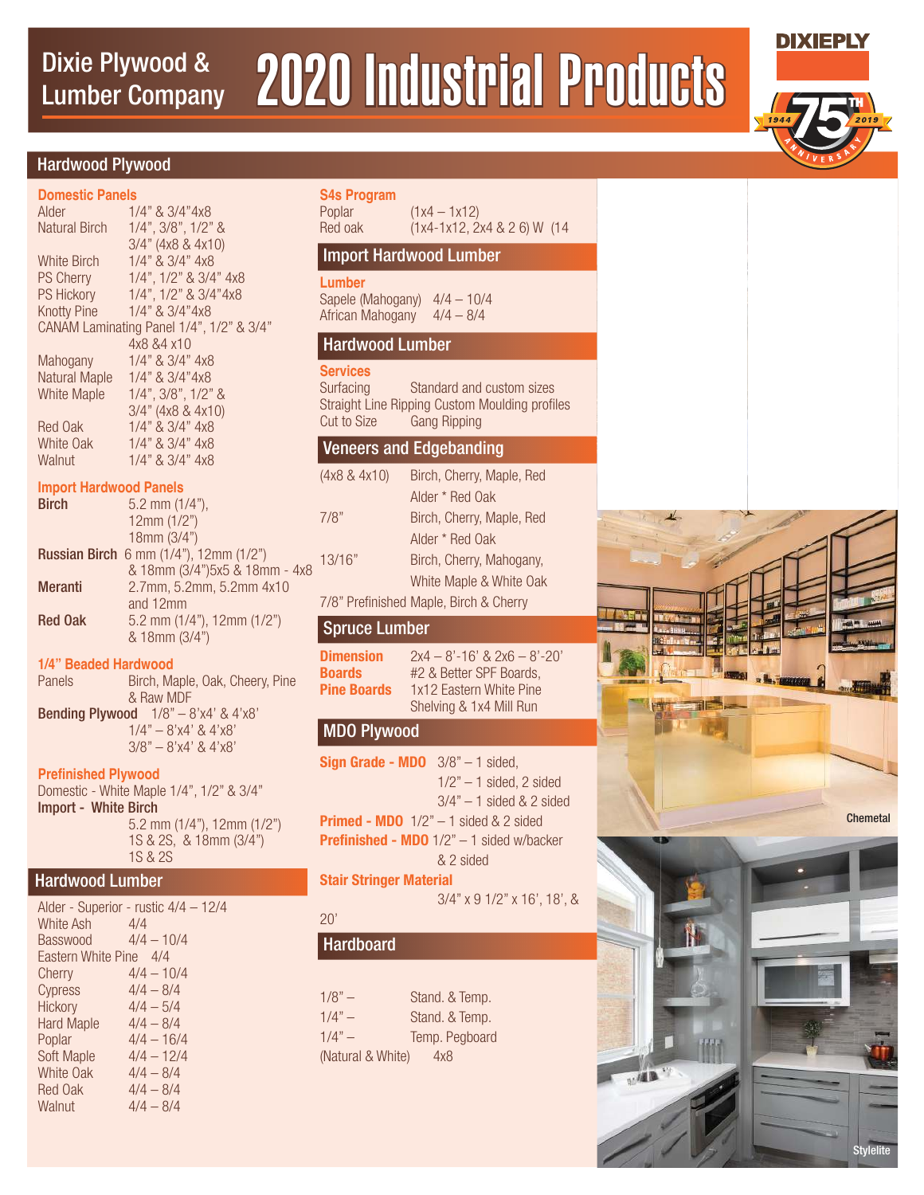# Dixie Plywood & Lumber Company — 2020 Industrial Products

DIXIEPLY

1944 · 75TH ANNIVERSARY · 2019

## Hardwood Plywood

### Domestic Panels

| | |
|---|---|
| Alder | 1/4" & 3/4"4x8 |
| Natural Birch | 1/4", 3/8", 1/2" & 3/4" (4x8 & 4x10) |
| White Birch | 1/4" & 3/4" 4x8 |
| PS Cherry | 1/4", 1/2" & 3/4" 4x8 |
| PS Hickory | 1/4", 1/2" & 3/4"4x8 |
| Knotty Pine | 1/4" & 3/4"4x8 |
| CANAM Laminating Panel | 1/4", 1/2" & 3/4" 4x8 &4 x10 |
| Mahogany | 1/4" & 3/4" 4x8 |
| Natural Maple | 1/4" & 3/4"4x8 |
| White Maple | 1/4", 3/8", 1/2" & 3/4" (4x8 & 4x10) |
| Red Oak | 1/4" & 3/4" 4x8 |
| White Oak | 1/4" & 3/4" 4x8 |
| Walnut | 1/4" & 3/4" 4x8 |

### Import Hardwood Panels

| | |
|---|---|
| **Birch** | 5.2 mm (1/4"), 12mm (1/2") 18mm (3/4") |
| **Russian Birch** | 6 mm (1/4"), 12mm (1/2") & 18mm (3/4")5x5 & 18mm - 4x8 |
| **Meranti** | 2.7mm, 5.2mm, 5.2mm 4x10 and 12mm |
| **Red Oak** | 5.2 mm (1/4"), 12mm (1/2") & 18mm (3/4") |

### 1/4" Beaded Hardwood

| | |
|---|---|
| Panels | Birch, Maple, Oak, Cheery, Pine & Raw MDF |
| **Bending Plywood** | 1/8" – 8'x4' & 4'x8' |
| | 1/4" – 8'x4' & 4'x8' |
| | 3/8" – 8'x4' & 4'x8' |

### Prefinished Plywood

Domestic - White Maple 1/4", 1/2" & 3/4"

**Import - White Birch**
5.2 mm (1/4"), 12mm (1/2") 1S & 2S, & 18mm (3/4") 1S & 2S

## Hardwood Lumber

| | |
|---|---|
| Alder - Superior - rustic | 4/4 – 12/4 |
| White Ash | 4/4 |
| Basswood | 4/4 – 10/4 |
| Eastern White Pine | 4/4 |
| Cherry | 4/4 – 10/4 |
| Cypress | 4/4 – 8/4 |
| Hickory | 4/4 – 5/4 |
| Hard Maple | 4/4 – 8/4 |
| Poplar | 4/4 – 16/4 |
| Soft Maple | 4/4 – 12/4 |
| White Oak | 4/4 – 8/4 |
| Red Oak | 4/4 – 8/4 |
| Walnut | 4/4 – 8/4 |

### S4s Program

| | |
|---|---|
| Poplar | (1x4 – 1x12) |
| Red oak | (1x4-1x12, 2x4 & 2 6) W (14 |

## Import Hardwood Lumber

### Lumber

| | |
|---|---|
| Sapele (Mahogany) | 4/4 – 10/4 |
| African Mahogany | 4/4 – 8/4 |

## Hardwood Lumber

### Services

| | |
|---|---|
| Surfacing | Standard and custom sizes |
| Straight Line Ripping | Custom Moulding profiles |
| Cut to Size | Gang Ripping |

## Veneers and Edgebanding

| | |
|---|---|
| (4x8 & 4x10) | Birch, Cherry, Maple, Red Alder * Red Oak |
| 7/8" | Birch, Cherry, Maple, Red Alder * Red Oak |
| 13/16" | Birch, Cherry, Mahogany, White Maple & White Oak |

7/8" Prefinished Maple, Birch & Cherry

## Spruce Lumber

| | |
|---|---|
| **Dimension** | 2x4 – 8'-16' & 2x6 – 8'-20' |
| **Boards** | #2 & Better SPF Boards, |
| **Pine Boards** | 1x12 Eastern White Pine Shelving & 1x4 Mill Run |

## MDO Plywood

| | |
|---|---|
| **Sign Grade - MDO** | 3/8" – 1 sided, 1/2" – 1 sided, 2 sided, 3/4" – 1 sided & 2 sided |
| **Primed - MDO** | 1/2" – 1 sided & 2 sided |
| **Prefinished - MDO** | 1/2" – 1 sided w/backer & 2 sided |
| **Stair Stringer Material** | 3/4" x 9 1/2" x 16', 18', & 20' |

## Hardboard

| | |
|---|---|
| 1/8" – | Stand. & Temp. |
| 1/4" – | Stand. & Temp. |
| 1/4" – | Temp. Pegboard |
| (Natural & White) | 4x8 |

Chemetal

Stylelite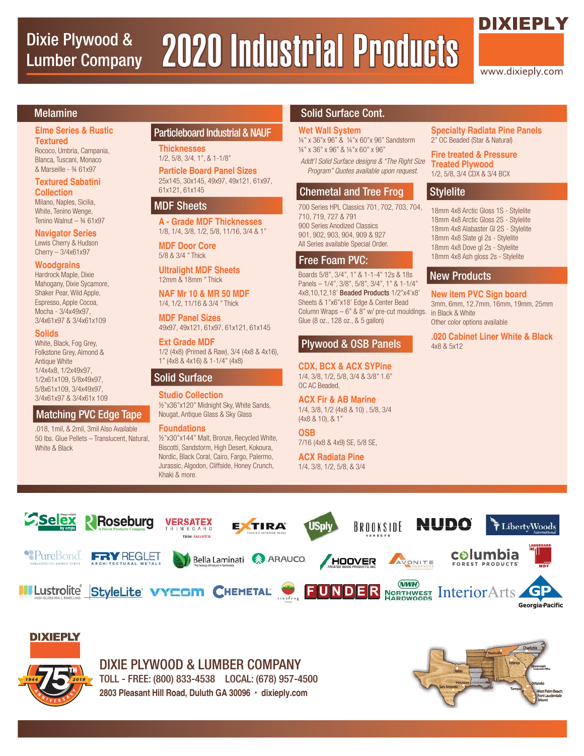# Dixie Plywood & Lumber Company 2020 Industrial Products

DIXIEPLY

www.dixieply.com

## Melamine

### Elme Series & Rustic Textured

Rococo, Umbria, Campania, Blanca, Tuscani, Monaco & Marseille - ¾ 61x97

### Textured Sabatini Collection

Milano, Naples, Sicilia, White, Tenino Wenge, Tenino Walnut – ¾ 61x97

### Navigator Series

Lewis Cherry & Hudson Cherry – 3/4x61x97

### Woodgrains

Hardrock Maple, Dixie Mahogany, Dixie Sycamore, Shaker Pear, Wild Apple, Espresso, Apple Cocoa, Mocha - 3/4x49x97, 3/4x61x97 & 3/4x61x109

### Solids

White, Black, Fog Grey, Folkstone Grey, Almond & Antique White
1/4x4x8, 1/2x49x97, 1/2x61x109, 5/8x49x97, 5/8x61x109, 3/4x49x97, 3/4x61x97 & 3/4x61x 109

## Matching PVC Edge Tape

.018, 1mil, & 2mil, 3mil Also Available
50 lbs. Glue Pellets – Translucent, Natural, White & Black

## Particleboard Industrial & NAUF

### Thicknesses

1/2, 5/8, 3/4, 1", & 1-1/8"

### Particle Board Panel Sizes

25x145, 30x145, 49x97, 49x121, 61x97, 61x121, 61x145

## MDF Sheets

### A - Grade MDF Thicknesses

1/8, 1/4, 3/8, 1/2, 5/8, 11/16, 3/4 & 1"

### MDF Door Core

5/8 & 3/4 " Thick

### Ultralight MDF Sheets

12mm & 18mm " Thick

### NAF Mr 10 & MR 50 MDF

1/4, 1/2, 11/16 & 3/4 " Thick

### MDF Panel Sizes

49x97, 49x121, 61x97, 61x121, 61x145

### Ext Grade MDF

1/2 (4x8) (Primed & Raw), 3/4 (4x8 & 4x16), 1" (4x8 & 4x16) & 1-1/4" (4x8)

## Solid Surface

### Studio Collection

½"x36"x120" Midnight Sky, White Sands, Nougat, Antique Glass & Sky Glass

### Foundations

½"x30"x144" Malt, Bronze, Recycled White, Biscotti, Sandstorm, High Desert, Kokoura, Nordic, Black Coral, Cairo, Fargo, Palermo, Jurassic, Algodon, Cliffside, Honey Crunch, Khaki & more.

## Solid Surface Cont.

### Wet Wall System

¼" x 36"x 96" & ¼"x 60"x 96" Sandstorm
¼" x 36" x 96" & ¼"x 60" x 96"

*Addt'l Solid Surface designs & "The Right Size Program" Quotes available upon request.*

## Chemetal and Tree Frog

700 Series HPL Classics 701, 702, 703, 704, 710, 719, 727 & 791
900 Series Anodized Classics
901, 902, 903, 904, 909 & 927
All Series available Special Order.

## Free Foam PVC:

Boards 5/8", 3/4", 1" & 1-1-4" 12s & 18s
Panels – 1/4", 3/8", 5/8", 3/4", 1" & 1-1/4" 4x8,10,12,18' **Beaded Products** 1/2"x4'x8' Sheets & 1"x6"x18' Edge & Center Bead
Column Wraps – 6" & 8" w/ pre-cut mouldings.
Glue (8 oz., 128 oz., & 5 gallon)

## Plywood & OSB Panels

### CDX, BCX & ACX SYPine

1/4, 3/8, 1/2, 5/8, 3/4 & 3/8" 1.6" OC AC Beaded,

### ACX Fir & AB Marine

1/4, 3/8, 1/2 (4x8 & 10) , 5/8, 3/4 (4x8 & 10), & 1"

### OSB

7/16 (4x8 & 4x9) SE, 5/8 SE,

### ACX Radiata Pine

1/4, 3/8, 1/2, 5/8, & 3/4

### Specialty Radiata Pine Panels

2" OC Beaded (Star & Natural)

### Fire treated & Pressure Treated Plywood

1/2, 5/8, 3/4 CDX & 3/4 BCX

## Stylelite

18mm 4x8 Arctic Gloss 1S - Stylelite
18mm 4x8 Arctic Gloss 2S - Stylelite
18mm 4x8 Alabaster Gl 2S - Stylelite
18mm 4x8 Slate gl 2s - Stylelite
18mm 4x8 Dove gl 2s - Stylelite
18mm 4x8 Ash gloss 2s - Stylelite

## New Products

### New item PVC Sign board

3mm, 6mm, 12.7mm, 16mm, 19mm, 25mm in Black & White
Other color options available

### .020 Cabinet Liner White & Black

4x8 & 5x12

Selex · Roseburg · Versatex · Extira · USply · Brookside · NUDO · LibertyWoods · PureBond · Fry Reglet · Bella Laminati · Arauco · Hoover · Avonite · Columbia Forest Products · Langboard · Lustrolite · StyleLite · Vycom · Chemetal · treefrog · Funder · Northwest Hardwoods · InteriorArts · Georgia-Pacific

DIXIEPLY

75th Anniversary 1944 2019

**DIXIE PLYWOOD & LUMBER COMPANY**
**TOLL - FREE: (800) 833-4538 LOCAL: (678) 957-4500**
**2803 Pleasant Hill Road, Duluth GA 30096 • dixieply.com**

Charlotte · Nashville · Atlanta · Savannah Corporate Office · Dallas · Houston · San Antonio · Orlando · Tampa · West Palm Beach · Fort Lauderdale · Miami